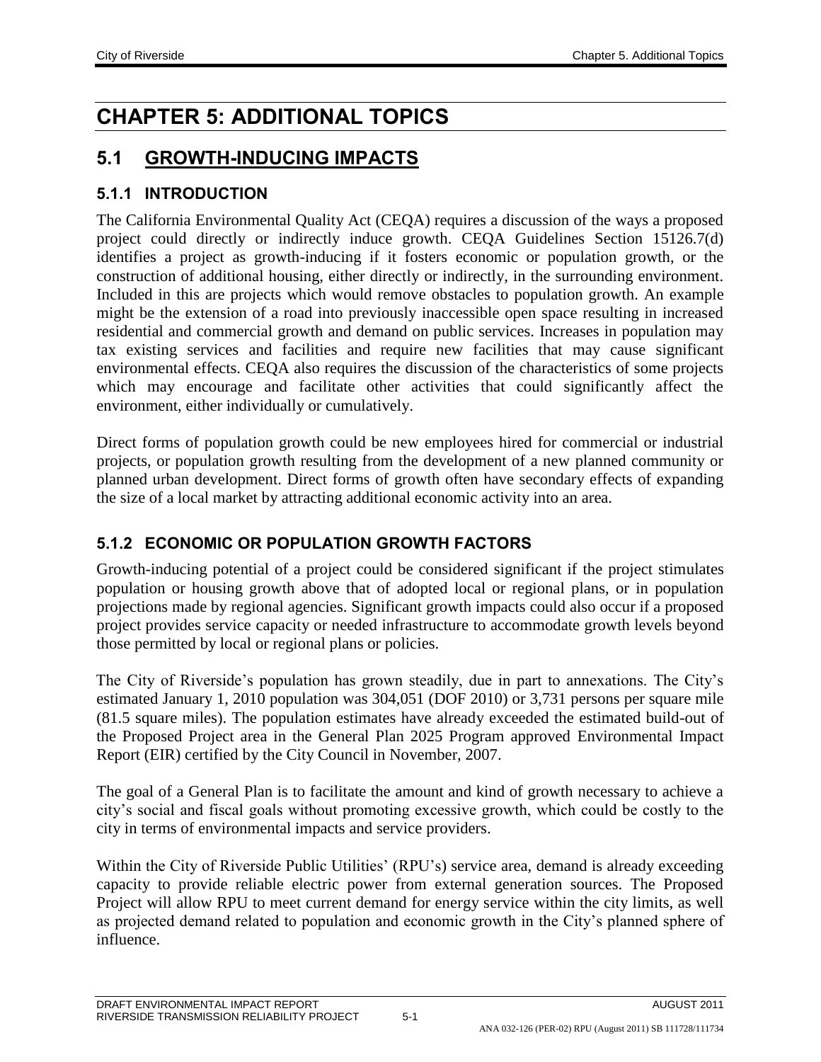# CHAPTER 5: ADDITIONAL TOPICS

## 5.1 GROWTH-INDUCING IMPACTS

### 5.1.1 INTRODUCTION

The California Environmental Quality Act (CEQA) requires a discussion of the ways a proposed project could directly or indirectly induce growth. CEQA Guidelines Section 15126.7(d) identifies a project as growth-inducing if it fosters economic or population growth, or the construction of additional housing, either directly or indirectly, in the surrounding environment. Included in this are projects which would remove obstacles to population growth. An example might be the extension of a road into previously inaccessible open space resulting in increased residential and commercial growth and demand on public services. Increases in population may tax existing services and facilities and require new facilities that may cause significant environmental effects. CEQA also requires the discussion of the characteristics of some projects which may encourage and facilitate other activities that could significantly affect the environment, either individually or cumulatively.

Direct forms of population growth could be new employees hired for commercial or industrial projects, or population growth resulting from the development of a new planned community or planned urban development. Direct forms of growth often have secondary effects of expanding the size of a local market by attracting additional economic activity into an area.

### 5.1.2 ECONOMIC OR POPULATION GROWTH FACTORS

Growth-inducing potential of a project could be considered significant if the project stimulates population or housing growth above that of adopted local or regional plans, or in population projections made by regional agencies. Significant growth impacts could also occur if a proposed project provides service capacity or needed infrastructure to accommodate growth levels beyond those permitted by local or regional plans or policies.

The City of Riverside's population has grown steadily, due in part to annexations. The City's estimated January 1, 2010 population was 304,051 (DOF 2010) or 3,731 persons per square mile (81.5 square miles). The population estimates have already exceeded the estimated build-out of the Proposed Project area in the General Plan 2025 Program approved Environmental Impact Report (EIR) certified by the City Council in November, 2007.

The goal of a General Plan is to facilitate the amount and kind of growth necessary to achieve a city's social and fiscal goals without promoting excessive growth, which could be costly to the city in terms of environmental impacts and service providers.

Within the City of Riverside Public Utilities' (RPU's) service area, demand is already exceeding capacity to provide reliable electric power from external generation sources. The Proposed Project will allow RPU to meet current demand for energy service within the city limits, as well as projected demand related to population and economic growth in the City's planned sphere of influence.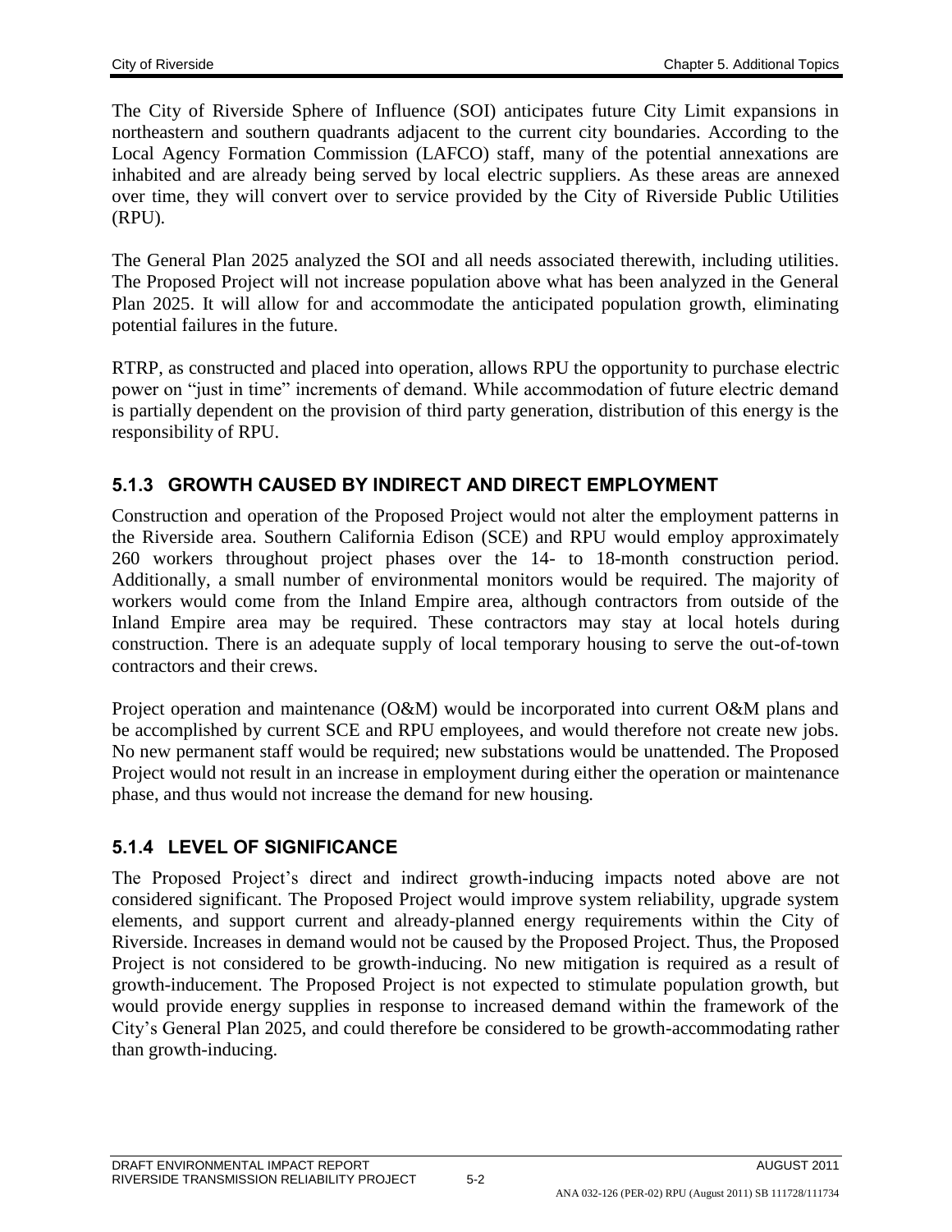The City of Riverside Sphere of Influence (SOI) anticipates future City Limit expansions in northeastern and southern quadrants adjacent to the current city boundaries. According to the Local Agency Formation Commission (LAFCO) staff, many of the potential annexations are inhabited and are already being served by local electric suppliers. As these areas are annexed over time, they will convert over to service provided by the City of Riverside Public Utilities (RPU).

The General Plan 2025 analyzed the SOI and all needs associated therewith, including utilities. The Proposed Project will not increase population above what has been analyzed in the General Plan 2025. It will allow for and accommodate the anticipated population growth, eliminating potential failures in the future.

RTRP, as constructed and placed into operation, allows RPU the opportunity to purchase electric power on "just in time" increments of demand. While accommodation of future electric demand is partially dependent on the provision of third party generation, distribution of this energy is the responsibility of RPU.

### 5.1.3 GROWTH CAUSED BY INDIRECT AND DIRECT EMPLOYMENT

Construction and operation of the Proposed Project would not alter the employment patterns in the Riverside area. Southern California Edison (SCE) and RPU would employ approximately 260 workers throughout project phases over the 14- to 18-month construction period. Additionally, a small number of environmental monitors would be required. The majority of workers would come from the Inland Empire area, although contractors from outside of the Inland Empire area may be required. These contractors may stay at local hotels during construction. There is an adequate supply of local temporary housing to serve the out-of-town contractors and their crews.

Project operation and maintenance (O&M) would be incorporated into current O&M plans and be accomplished by current SCE and RPU employees, and would therefore not create new jobs. No new permanent staff would be required; new substations would be unattended. The Proposed Project would not result in an increase in employment during either the operation or maintenance phase, and thus would not increase the demand for new housing.

### 5.1.4 LEVEL OF SIGNIFICANCE

The Proposed Project's direct and indirect growth-inducing impacts noted above are not considered significant. The Proposed Project would improve system reliability, upgrade system elements, and support current and already-planned energy requirements within the City of Riverside. Increases in demand would not be caused by the Proposed Project. Thus, the Proposed Project is not considered to be growth-inducing. No new mitigation is required as a result of growth-inducement. The Proposed Project is not expected to stimulate population growth, but would provide energy supplies in response to increased demand within the framework of the City's General Plan 2025, and could therefore be considered to be growth-accommodating rather than growth-inducing.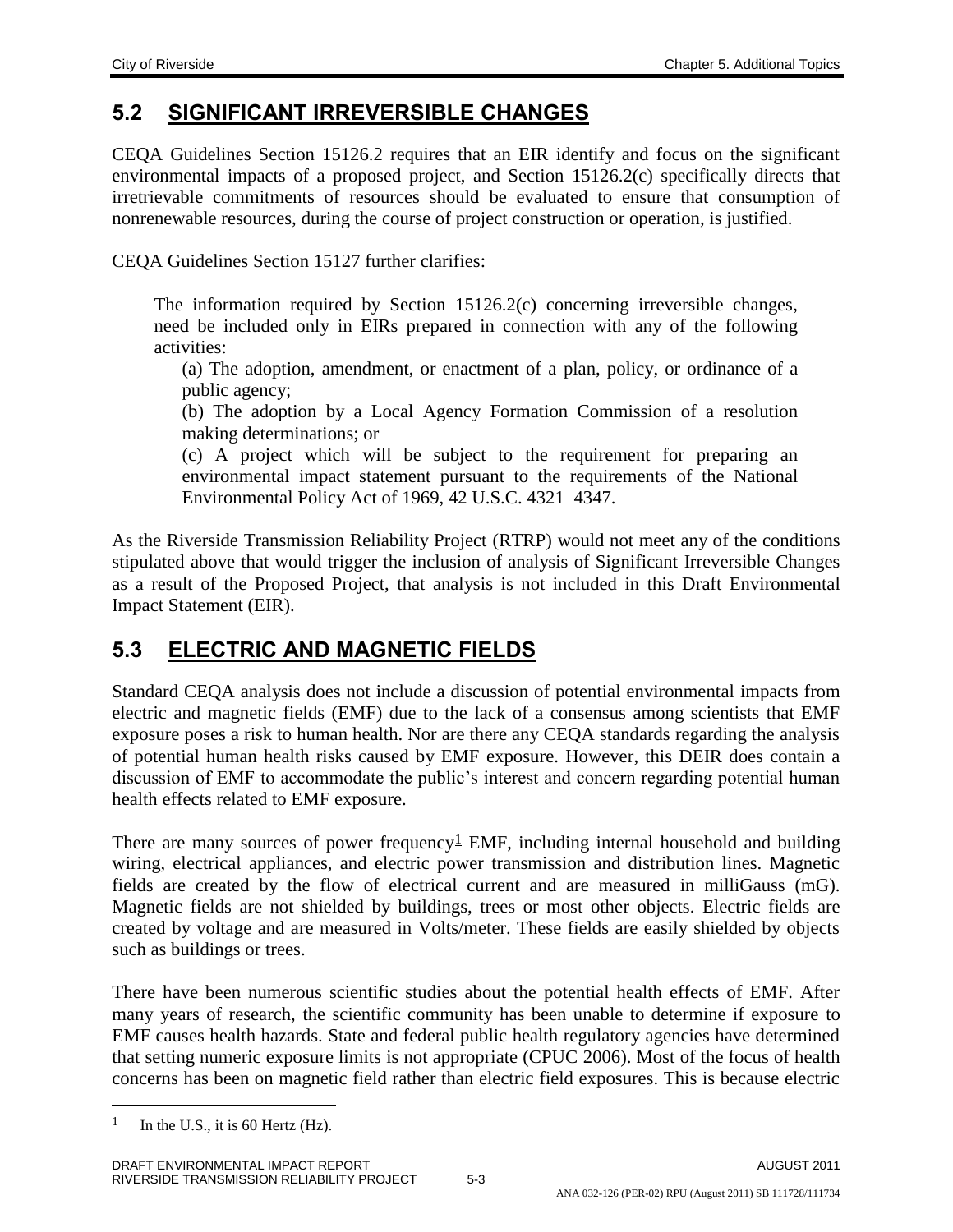## 5.2 SIGNIFICANT IRREVERSIBLE CHANGES

CEQA Guidelines Section 15126.2 requires that an EIR identify and focus on the significant environmental impacts of a proposed project, and Section 15126.2(c) specifically directs that irretrievable commitments of resources should be evaluated to ensure that consumption of nonrenewable resources, during the course of project construction or operation, is justified.

CEQA Guidelines Section 15127 further clarifies:

> The information required by Section 15126.2(c) concerning irreversible changes, need be included only in EIRs prepared in connection with any of the following activities:
>
> (a) The adoption, amendment, or enactment of a plan, policy, or ordinance of a public agency;
>
> (b) The adoption by a Local Agency Formation Commission of a resolution making determinations; or
>
> (c) A project which will be subject to the requirement for preparing an environmental impact statement pursuant to the requirements of the National Environmental Policy Act of 1969, 42 U.S.C. 4321–4347.

As the Riverside Transmission Reliability Project (RTRP) would not meet any of the conditions stipulated above that would trigger the inclusion of analysis of Significant Irreversible Changes as a result of the Proposed Project, that analysis is not included in this Draft Environmental Impact Statement (EIR).

## 5.3 ELECTRIC AND MAGNETIC FIELDS

Standard CEQA analysis does not include a discussion of potential environmental impacts from electric and magnetic fields (EMF) due to the lack of a consensus among scientists that EMF exposure poses a risk to human health. Nor are there any CEQA standards regarding the analysis of potential human health risks caused by EMF exposure. However, this DEIR does contain a discussion of EMF to accommodate the public's interest and concern regarding potential human health effects related to EMF exposure.

There are many sources of power frequency[1] EMF, including internal household and building wiring, electrical appliances, and electric power transmission and distribution lines. Magnetic fields are created by the flow of electrical current and are measured in milliGauss (mG). Magnetic fields are not shielded by buildings, trees or most other objects. Electric fields are created by voltage and are measured in Volts/meter. These fields are easily shielded by objects such as buildings or trees.

There have been numerous scientific studies about the potential health effects of EMF. After many years of research, the scientific community has been unable to determine if exposure to EMF causes health hazards. State and federal public health regulatory agencies have determined that setting numeric exposure limits is not appropriate (CPUC 2006). Most of the focus of health concerns has been on magnetic field rather than electric field exposures. This is because electric

[1] In the U.S., it is 60 Hertz (Hz).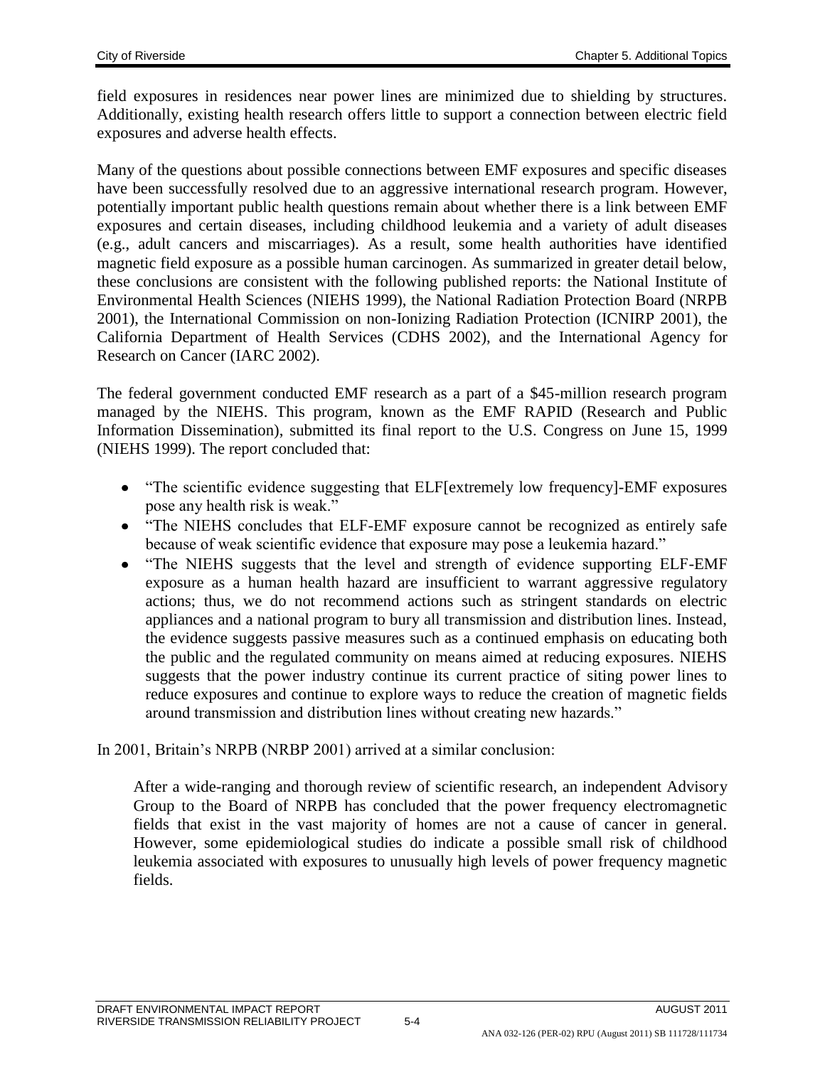field exposures in residences near power lines are minimized due to shielding by structures. Additionally, existing health research offers little to support a connection between electric field exposures and adverse health effects.

Many of the questions about possible connections between EMF exposures and specific diseases have been successfully resolved due to an aggressive international research program. However, potentially important public health questions remain about whether there is a link between EMF exposures and certain diseases, including childhood leukemia and a variety of adult diseases (e.g., adult cancers and miscarriages). As a result, some health authorities have identified magnetic field exposure as a possible human carcinogen. As summarized in greater detail below, these conclusions are consistent with the following published reports: the National Institute of Environmental Health Sciences (NIEHS 1999), the National Radiation Protection Board (NRPB 2001), the International Commission on non-Ionizing Radiation Protection (ICNIRP 2001), the California Department of Health Services (CDHS 2002), and the International Agency for Research on Cancer (IARC 2002).

The federal government conducted EMF research as a part of a $45-million research program managed by the NIEHS. This program, known as the EMF RAPID (Research and Public Information Dissemination), submitted its final report to the U.S. Congress on June 15, 1999 (NIEHS 1999). The report concluded that:

- "The scientific evidence suggesting that ELF[extremely low frequency]-EMF exposures pose any health risk is weak."
- "The NIEHS concludes that ELF-EMF exposure cannot be recognized as entirely safe because of weak scientific evidence that exposure may pose a leukemia hazard."
- "The NIEHS suggests that the level and strength of evidence supporting ELF-EMF exposure as a human health hazard are insufficient to warrant aggressive regulatory actions; thus, we do not recommend actions such as stringent standards on electric appliances and a national program to bury all transmission and distribution lines. Instead, the evidence suggests passive measures such as a continued emphasis on educating both the public and the regulated community on means aimed at reducing exposures. NIEHS suggests that the power industry continue its current practice of siting power lines to reduce exposures and continue to explore ways to reduce the creation of magnetic fields around transmission and distribution lines without creating new hazards."

In 2001, Britain's NRPB (NRBP 2001) arrived at a similar conclusion:

> After a wide-ranging and thorough review of scientific research, an independent Advisory Group to the Board of NRPB has concluded that the power frequency electromagnetic fields that exist in the vast majority of homes are not a cause of cancer in general. However, some epidemiological studies do indicate a possible small risk of childhood leukemia associated with exposures to unusually high levels of power frequency magnetic fields.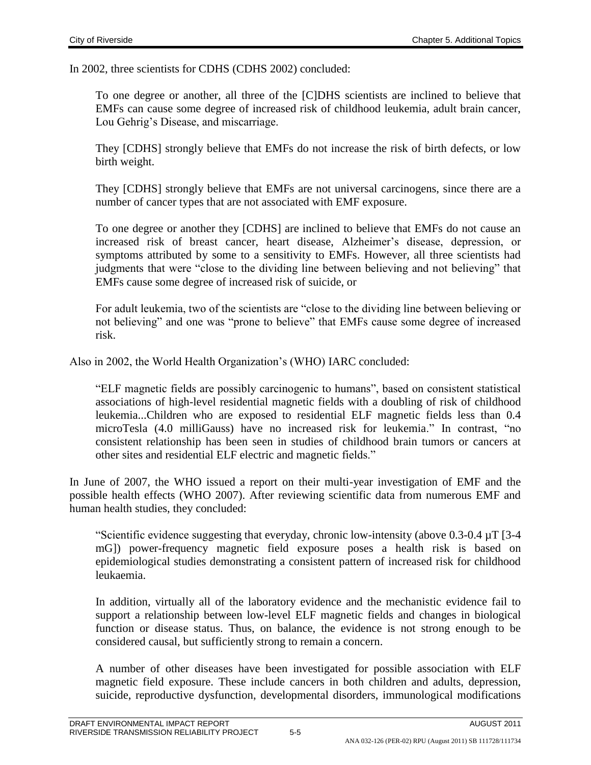In 2002, three scientists for CDHS (CDHS 2002) concluded:

> To one degree or another, all three of the [C]DHS scientists are inclined to believe that EMFs can cause some degree of increased risk of childhood leukemia, adult brain cancer, Lou Gehrig's Disease, and miscarriage.
>
> They [CDHS] strongly believe that EMFs do not increase the risk of birth defects, or low birth weight.
>
> They [CDHS] strongly believe that EMFs are not universal carcinogens, since there are a number of cancer types that are not associated with EMF exposure.
>
> To one degree or another they [CDHS] are inclined to believe that EMFs do not cause an increased risk of breast cancer, heart disease, Alzheimer's disease, depression, or symptoms attributed by some to a sensitivity to EMFs. However, all three scientists had judgments that were "close to the dividing line between believing and not believing" that EMFs cause some degree of increased risk of suicide, or
>
> For adult leukemia, two of the scientists are "close to the dividing line between believing or not believing" and one was "prone to believe" that EMFs cause some degree of increased risk.

Also in 2002, the World Health Organization's (WHO) IARC concluded:

> "ELF magnetic fields are possibly carcinogenic to humans", based on consistent statistical associations of high-level residential magnetic fields with a doubling of risk of childhood leukemia...Children who are exposed to residential ELF magnetic fields less than 0.4 microTesla (4.0 milliGauss) have no increased risk for leukemia." In contrast, "no consistent relationship has been seen in studies of childhood brain tumors or cancers at other sites and residential ELF electric and magnetic fields."

In June of 2007, the WHO issued a report on their multi-year investigation of EMF and the possible health effects (WHO 2007). After reviewing scientific data from numerous EMF and human health studies, they concluded:

> "Scientific evidence suggesting that everyday, chronic low-intensity (above 0.3-0.4 µT [3-4 mG]) power-frequency magnetic field exposure poses a health risk is based on epidemiological studies demonstrating a consistent pattern of increased risk for childhood leukaemia.
>
> In addition, virtually all of the laboratory evidence and the mechanistic evidence fail to support a relationship between low-level ELF magnetic fields and changes in biological function or disease status. Thus, on balance, the evidence is not strong enough to be considered causal, but sufficiently strong to remain a concern.
>
> A number of other diseases have been investigated for possible association with ELF magnetic field exposure. These include cancers in both children and adults, depression, suicide, reproductive dysfunction, developmental disorders, immunological modifications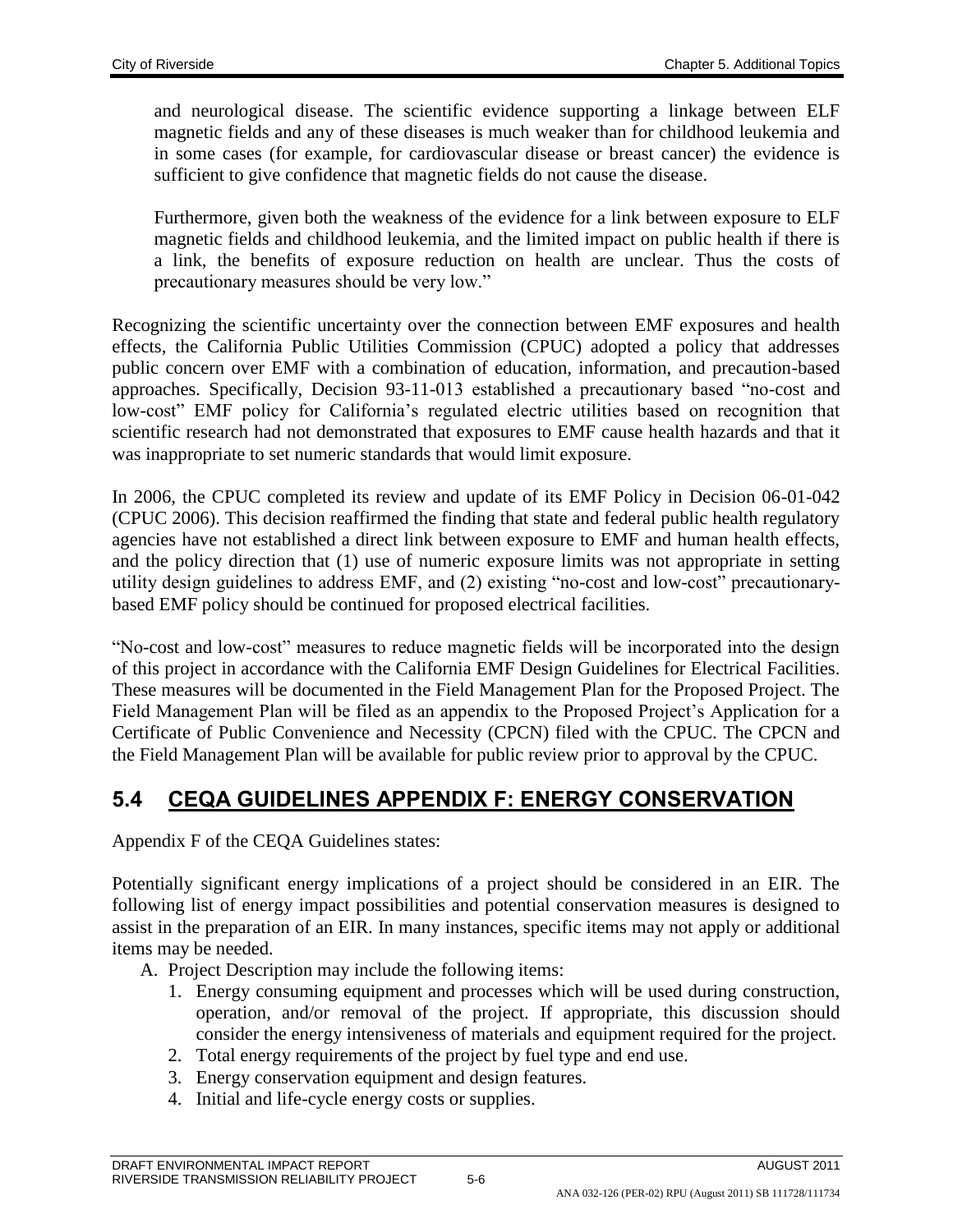and neurological disease. The scientific evidence supporting a linkage between ELF magnetic fields and any of these diseases is much weaker than for childhood leukemia and in some cases (for example, for cardiovascular disease or breast cancer) the evidence is sufficient to give confidence that magnetic fields do not cause the disease.

> Furthermore, given both the weakness of the evidence for a link between exposure to ELF magnetic fields and childhood leukemia, and the limited impact on public health if there is a link, the benefits of exposure reduction on health are unclear. Thus the costs of precautionary measures should be very low."

Recognizing the scientific uncertainty over the connection between EMF exposures and health effects, the California Public Utilities Commission (CPUC) adopted a policy that addresses public concern over EMF with a combination of education, information, and precaution-based approaches. Specifically, Decision 93-11-013 established a precautionary based "no-cost and low-cost" EMF policy for California's regulated electric utilities based on recognition that scientific research had not demonstrated that exposures to EMF cause health hazards and that it was inappropriate to set numeric standards that would limit exposure.

In 2006, the CPUC completed its review and update of its EMF Policy in Decision 06-01-042 (CPUC 2006). This decision reaffirmed the finding that state and federal public health regulatory agencies have not established a direct link between exposure to EMF and human health effects, and the policy direction that (1) use of numeric exposure limits was not appropriate in setting utility design guidelines to address EMF, and (2) existing "no-cost and low-cost" precautionary-based EMF policy should be continued for proposed electrical facilities.

"No-cost and low-cost" measures to reduce magnetic fields will be incorporated into the design of this project in accordance with the California EMF Design Guidelines for Electrical Facilities. These measures will be documented in the Field Management Plan for the Proposed Project. The Field Management Plan will be filed as an appendix to the Proposed Project's Application for a Certificate of Public Convenience and Necessity (CPCN) filed with the CPUC. The CPCN and the Field Management Plan will be available for public review prior to approval by the CPUC.

## 5.4 CEQA GUIDELINES APPENDIX F: ENERGY CONSERVATION

Appendix F of the CEQA Guidelines states:

Potentially significant energy implications of a project should be considered in an EIR. The following list of energy impact possibilities and potential conservation measures is designed to assist in the preparation of an EIR. In many instances, specific items may not apply or additional items may be needed.

A. Project Description may include the following items:
   1. Energy consuming equipment and processes which will be used during construction, operation, and/or removal of the project. If appropriate, this discussion should consider the energy intensiveness of materials and equipment required for the project.
   2. Total energy requirements of the project by fuel type and end use.
   3. Energy conservation equipment and design features.
   4. Initial and life-cycle energy costs or supplies.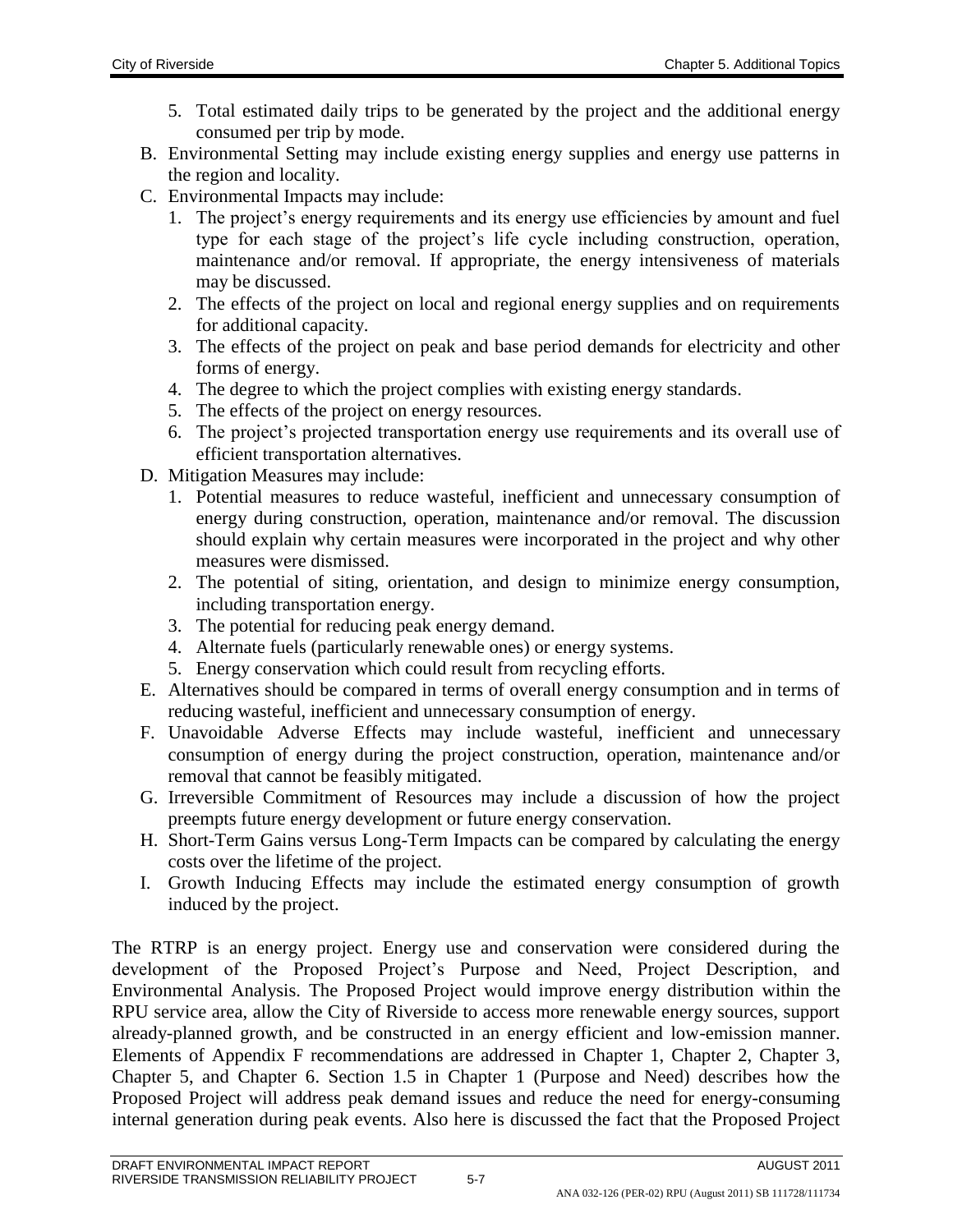5. Total estimated daily trips to be generated by the project and the additional energy consumed per trip by mode.

B. Environmental Setting may include existing energy supplies and energy use patterns in the region and locality.

C. Environmental Impacts may include:
   1. The project's energy requirements and its energy use efficiencies by amount and fuel type for each stage of the project's life cycle including construction, operation, maintenance and/or removal. If appropriate, the energy intensiveness of materials may be discussed.
   2. The effects of the project on local and regional energy supplies and on requirements for additional capacity.
   3. The effects of the project on peak and base period demands for electricity and other forms of energy.
   4. The degree to which the project complies with existing energy standards.
   5. The effects of the project on energy resources.
   6. The project's projected transportation energy use requirements and its overall use of efficient transportation alternatives.

D. Mitigation Measures may include:
   1. Potential measures to reduce wasteful, inefficient and unnecessary consumption of energy during construction, operation, maintenance and/or removal. The discussion should explain why certain measures were incorporated in the project and why other measures were dismissed.
   2. The potential of siting, orientation, and design to minimize energy consumption, including transportation energy.
   3. The potential for reducing peak energy demand.
   4. Alternate fuels (particularly renewable ones) or energy systems.
   5. Energy conservation which could result from recycling efforts.

E. Alternatives should be compared in terms of overall energy consumption and in terms of reducing wasteful, inefficient and unnecessary consumption of energy.

F. Unavoidable Adverse Effects may include wasteful, inefficient and unnecessary consumption of energy during the project construction, operation, maintenance and/or removal that cannot be feasibly mitigated.

G. Irreversible Commitment of Resources may include a discussion of how the project preempts future energy development or future energy conservation.

H. Short-Term Gains versus Long-Term Impacts can be compared by calculating the energy costs over the lifetime of the project.

I. Growth Inducing Effects may include the estimated energy consumption of growth induced by the project.

The RTRP is an energy project. Energy use and conservation were considered during the development of the Proposed Project's Purpose and Need, Project Description, and Environmental Analysis. The Proposed Project would improve energy distribution within the RPU service area, allow the City of Riverside to access more renewable energy sources, support already-planned growth, and be constructed in an energy efficient and low-emission manner. Elements of Appendix F recommendations are addressed in Chapter 1, Chapter 2, Chapter 3, Chapter 5, and Chapter 6. Section 1.5 in Chapter 1 (Purpose and Need) describes how the Proposed Project will address peak demand issues and reduce the need for energy-consuming internal generation during peak events. Also here is discussed the fact that the Proposed Project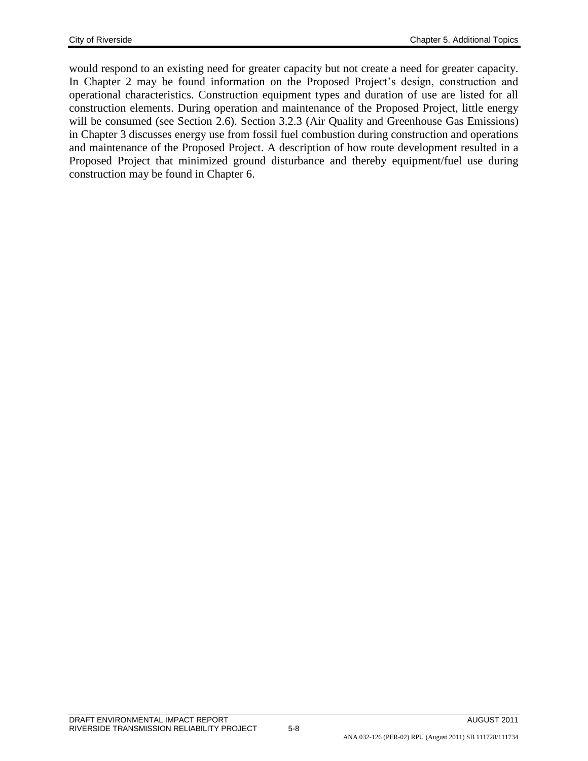would respond to an existing need for greater capacity but not create a need for greater capacity. In Chapter 2 may be found information on the Proposed Project's design, construction and operational characteristics. Construction equipment types and duration of use are listed for all construction elements. During operation and maintenance of the Proposed Project, little energy will be consumed (see Section 2.6). Section 3.2.3 (Air Quality and Greenhouse Gas Emissions) in Chapter 3 discusses energy use from fossil fuel combustion during construction and operations and maintenance of the Proposed Project. A description of how route development resulted in a Proposed Project that minimized ground disturbance and thereby equipment/fuel use during construction may be found in Chapter 6.